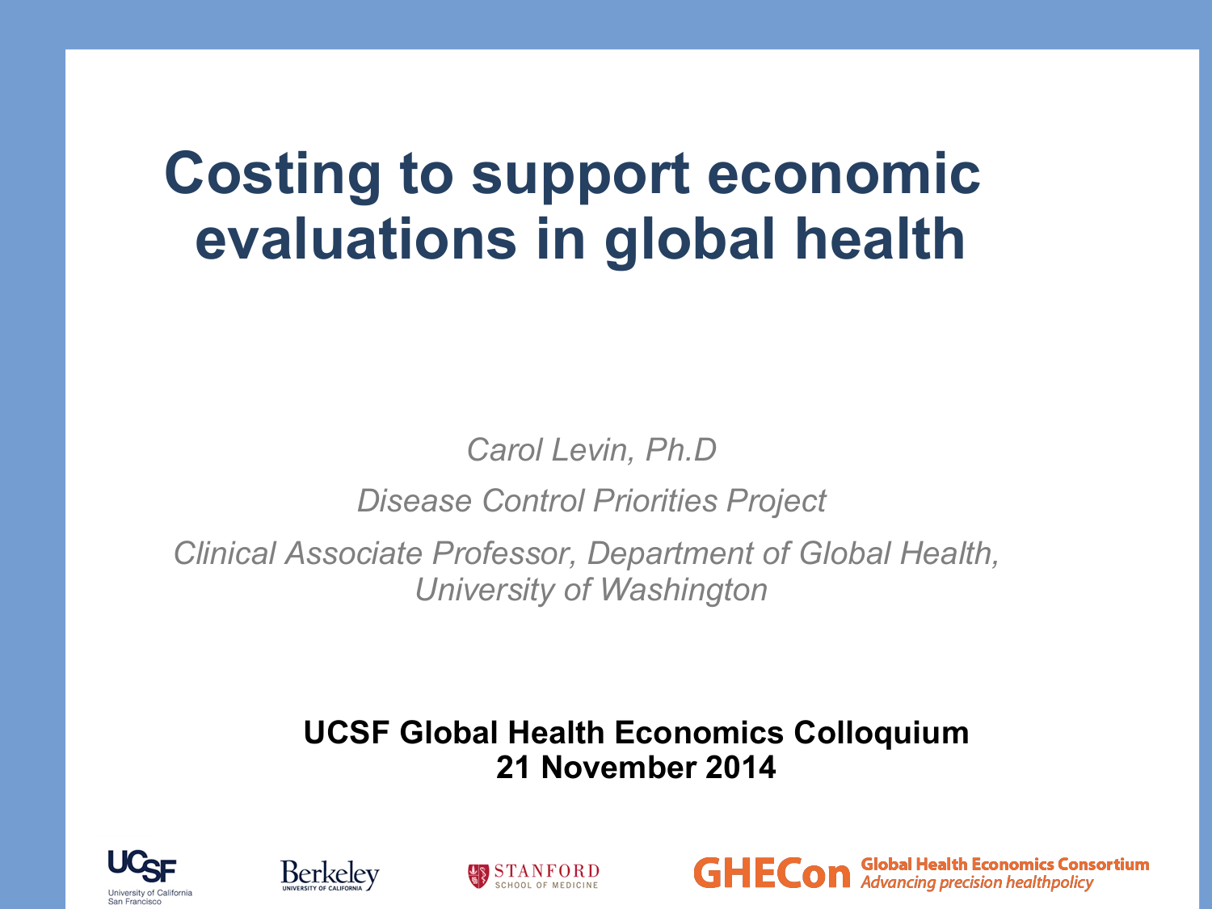# Costing to support economic evaluations in global health

*Carol Levin, Ph.D*

*Disease Control Priorities Project*

*Clinical Associate Professor, Department of Global Health, University of Washington*

**UCSF Global Health Economics Colloquium**
**21 November 2014**

UCSF University of California San Francisco

Berkeley University of California

Stanford School of Medicine

GHECon Global Health Economics Consortium *Advancing precision healthpolicy*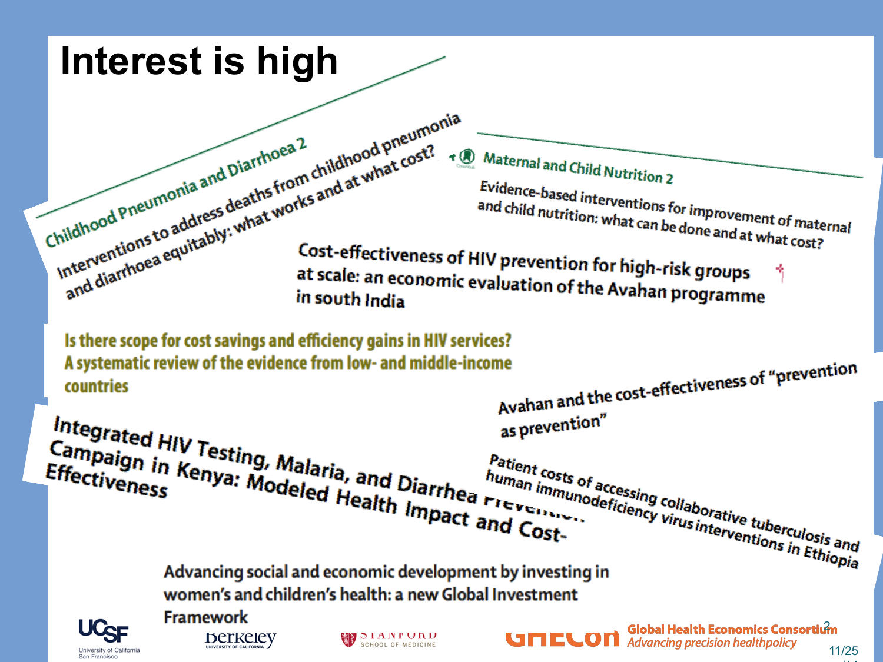# Interest is high

Childhood Pneumonia and Diarrhoea 2

Interventions to address deaths from childhood pneumonia and diarrhoea equitably: what works and at what cost?

Maternal and Child Nutrition 2

Evidence-based interventions for improvement of maternal and child nutrition: what can be done and at what cost?

Cost-effectiveness of HIV prevention for high-risk groups at scale: an economic evaluation of the Avahan programme in south India

Is there scope for cost savings and efficiency gains in HIV services? A systematic review of the evidence from low- and middle-income countries

Avahan and the cost-effectiveness of "prevention as prevention"

Integrated HIV Testing, Malaria, and Diarrhea Prevention Campaign in Kenya: Modeled Health Impact and Cost-Effectiveness

Patient costs of accessing collaborative tuberculosis and human immunodeficiency virus interventions in Ethiopia

Advancing social and economic development by investing in women's and children's health: a new Global Investment Framework

UCSF University of California San Francisco | Berkeley University of California | Stanford School of Medicine | GHECon Global Health Economics Consortium *Advancing precision healthpolicy*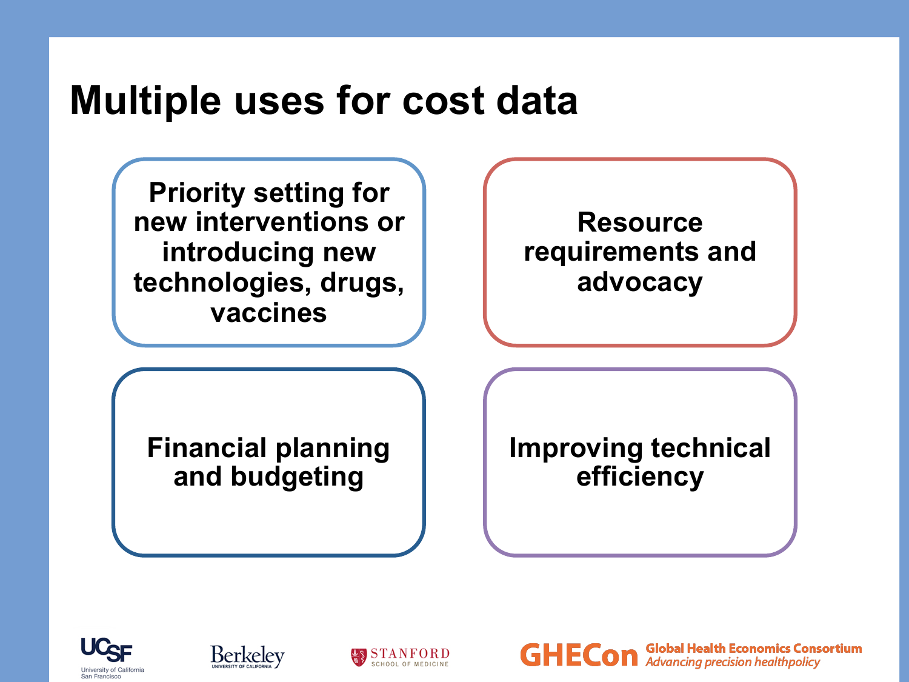# Multiple uses for cost data

- Priority setting for new interventions or introducing new technologies, drugs, vaccines
- Resource requirements and advocacy
- Financial planning and budgeting
- Improving technical efficiency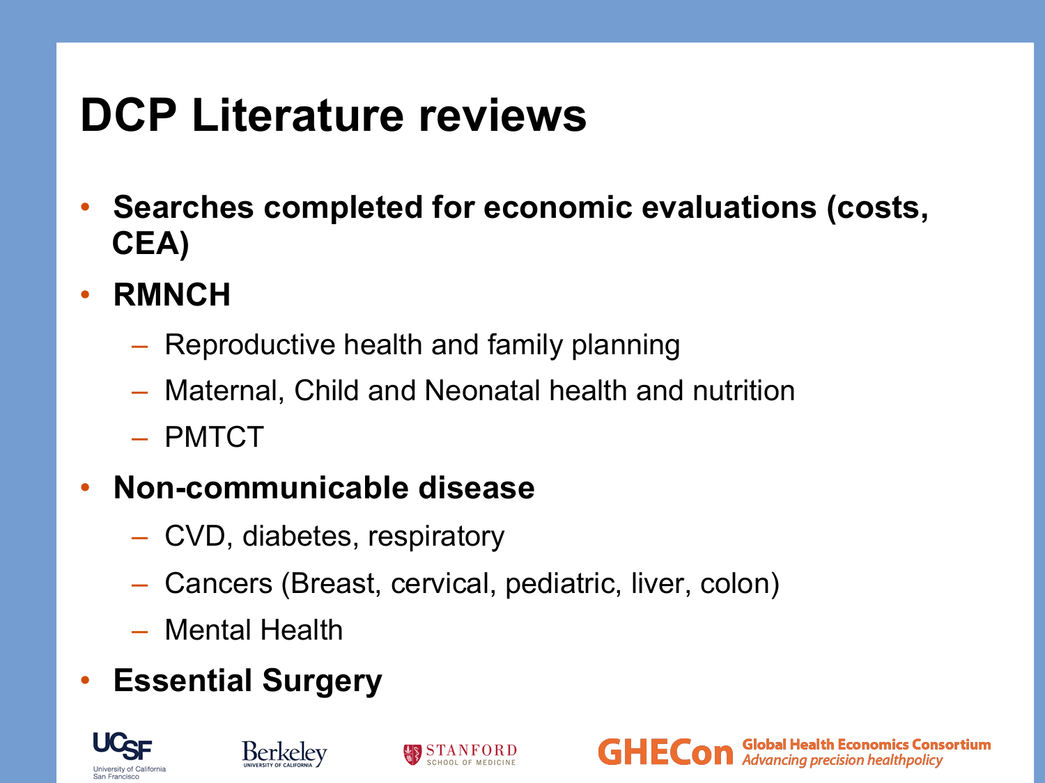# DCP Literature reviews

- **Searches completed for economic evaluations (costs, CEA)**
- **RMNCH**
  - Reproductive health and family planning
  - Maternal, Child and Neonatal health and nutrition
  - PMTCT
- **Non-communicable disease**
  - CVD, diabetes, respiratory
  - Cancers (Breast, cervical, pediatric, liver, colon)
  - Mental Health
- **Essential Surgery**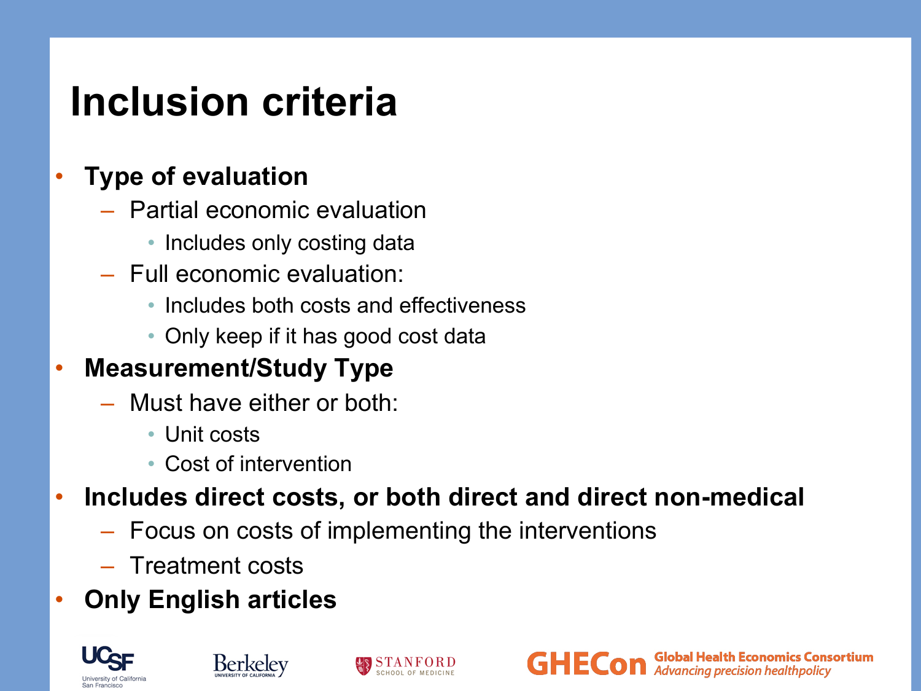# Inclusion criteria

- **Type of evaluation**
  - Partial economic evaluation
    - Includes only costing data
  - Full economic evaluation:
    - Includes both costs and effectiveness
    - Only keep if it has good cost data
- **Measurement/Study Type**
  - Must have either or both:
    - Unit costs
    - Cost of intervention
- **Includes direct costs, or both direct and direct non-medical**
  - Focus on costs of implementing the interventions
  - Treatment costs
- **Only English articles**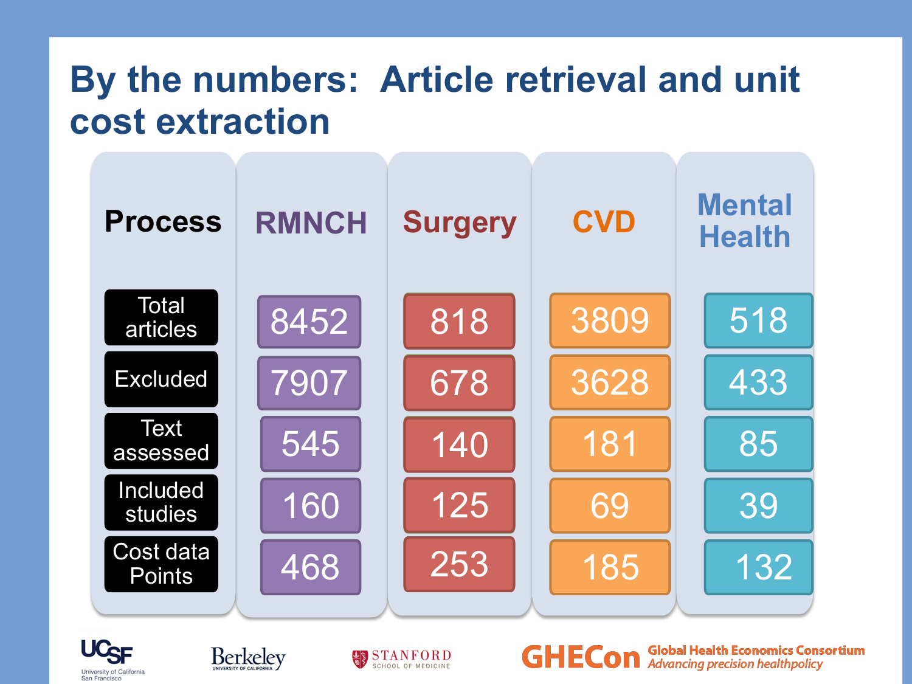# By the numbers: Article retrieval and unit cost extraction

| Process | RMNCH | Surgery | CVD | Mental Health |
|---|---|---|---|---|
| Total articles | 8452 | 818 | 3809 | 518 |
| Excluded | 7907 | 678 | 3628 | 433 |
| Text assessed | 545 | 140 | 181 | 85 |
| Included studies | 160 | 125 | 69 | 39 |
| Cost data Points | 468 | 253 | 185 | 132 |

UCSF University of California San Francisco · Berkeley University of California · Stanford School of Medicine · GHECon Global Health Economics Consortium *Advancing precision healthpolicy*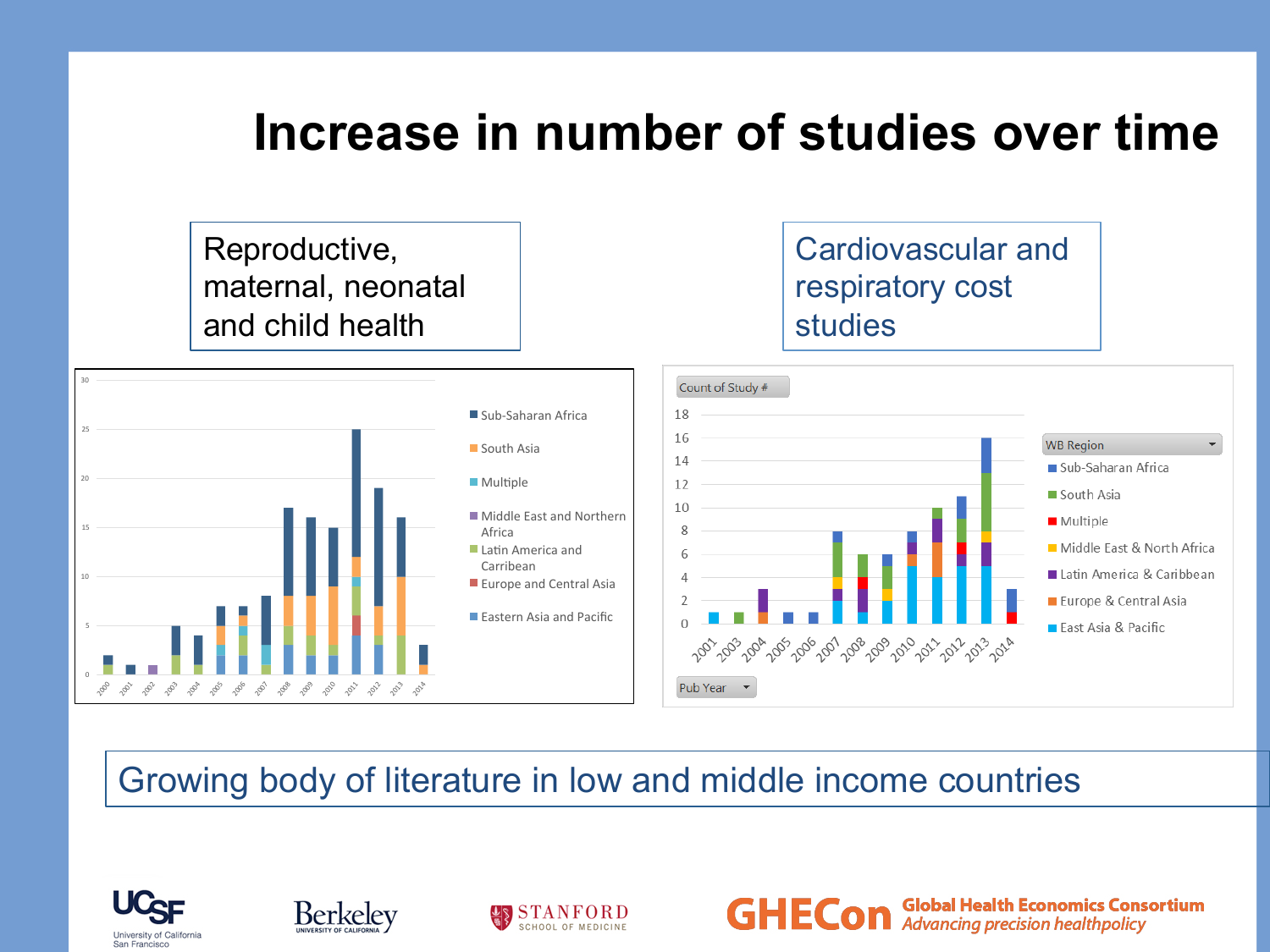# Increase in number of studies over time

Reproductive, maternal, neonatal and child health

Cardiovascular and respiratory cost studies

Growing body of literature in low and middle income countries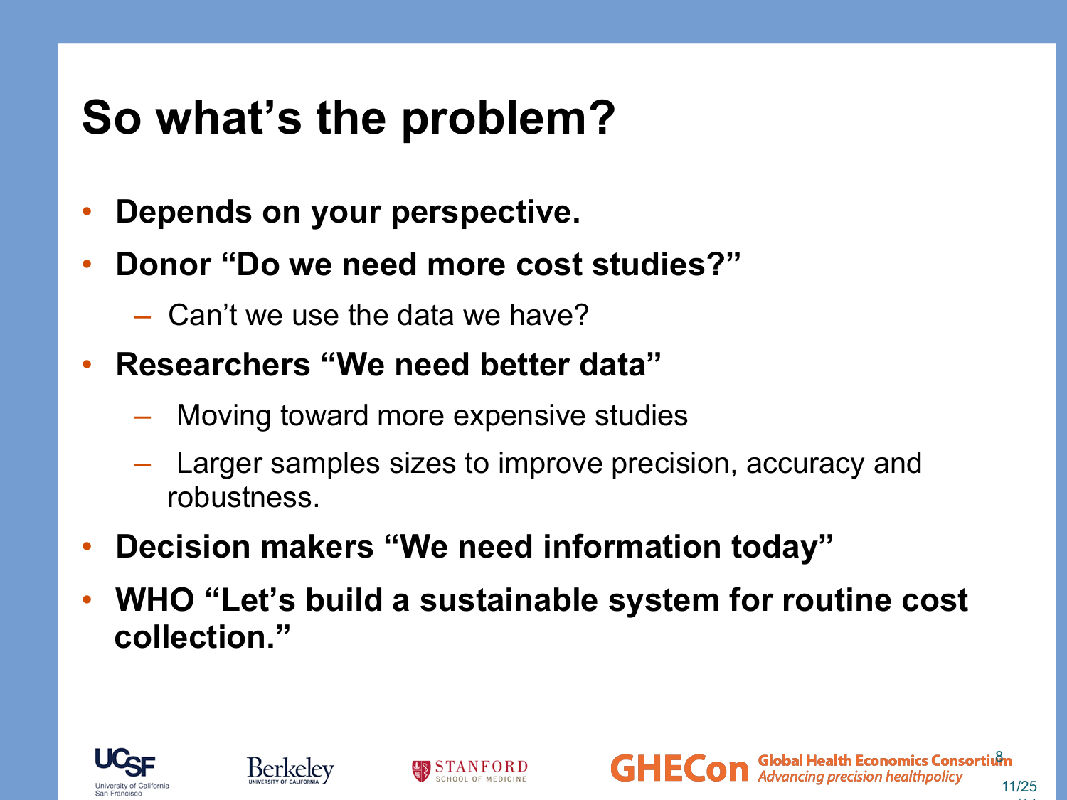# So what's the problem?

- **Depends on your perspective.**
- **Donor "Do we need more cost studies?"**
  - Can't we use the data we have?
- **Researchers "We need better data"**
  - Moving toward more expensive studies
  - Larger samples sizes to improve precision, accuracy and robustness.
- **Decision makers "We need information today"**
- **WHO "Let's build a sustainable system for routine cost collection."**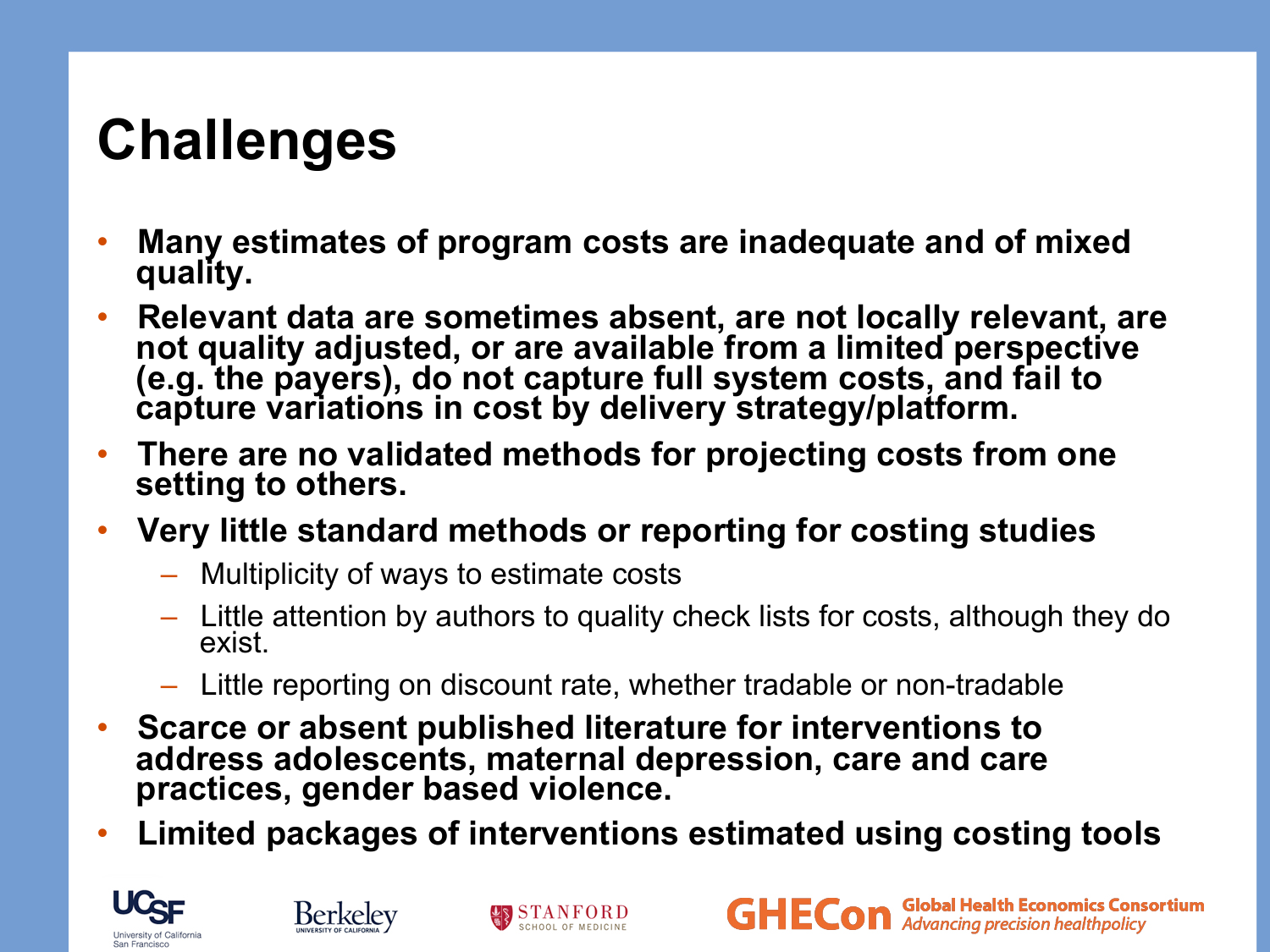# Challenges

- **Many estimates of program costs are inadequate and of mixed quality.**
- **Relevant data are sometimes absent, are not locally relevant, are not quality adjusted, or are available from a limited perspective (e.g. the payers), do not capture full system costs, and fail to capture variations in cost by delivery strategy/platform.**
- **There are no validated methods for projecting costs from one setting to others.**
- **Very little standard methods or reporting for costing studies**
  - Multiplicity of ways to estimate costs
  - Little attention by authors to quality check lists for costs, although they do exist.
  - Little reporting on discount rate, whether tradable or non-tradable
- **Scarce or absent published literature for interventions to address adolescents, maternal depression, care and care practices, gender based violence.**
- **Limited packages of interventions estimated using costing tools**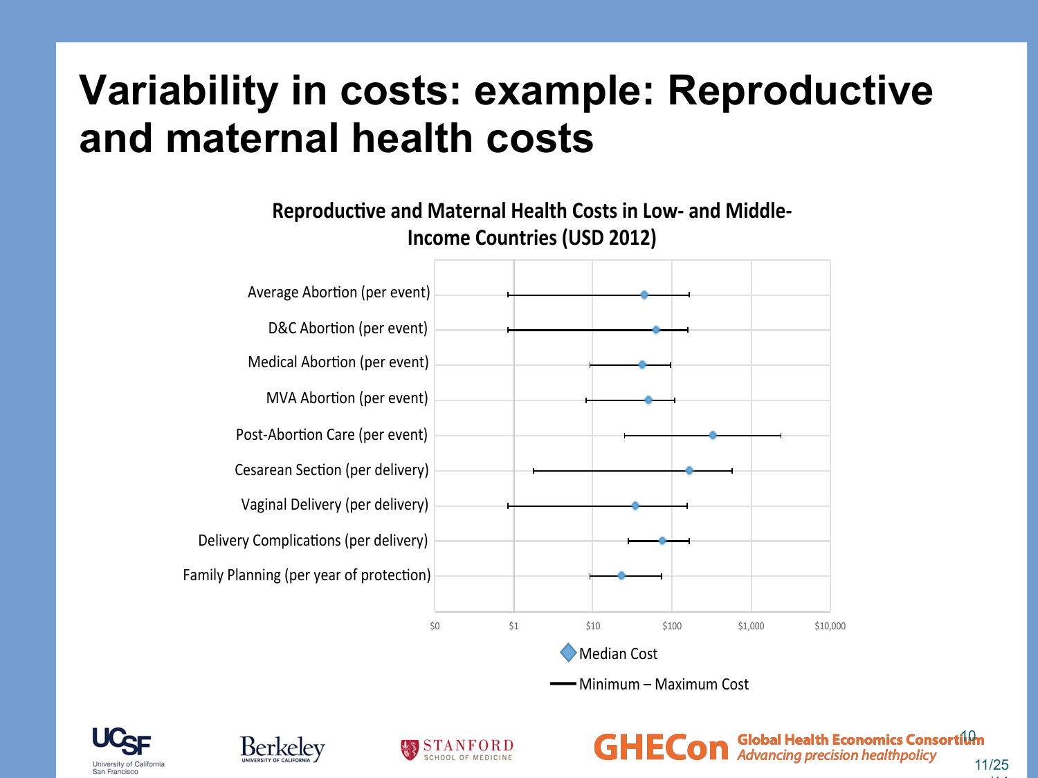# Variability in costs: example: Reproductive and maternal health costs

**Reproductive and Maternal Health Costs in Low- and Middle-Income Countries (USD 2012)**

- Average Abortion (per event)
- D&C Abortion (per event)
- Medical Abortion (per event)
- MVA Abortion (per event)
- Post-Abortion Care (per event)
- Cesarean Section (per delivery)
- Vaginal Delivery (per delivery)
- Delivery Complications (per delivery)
- Family Planning (per year of protection)

$0 $1 $10 $100 $1,000 $10,000

Median Cost

Minimum – Maximum Cost

UCSF University of California San Francisco | Berkeley University of California | Stanford School of Medicine | GHECon Global Health Economics Consortium *Advancing precision healthpolicy*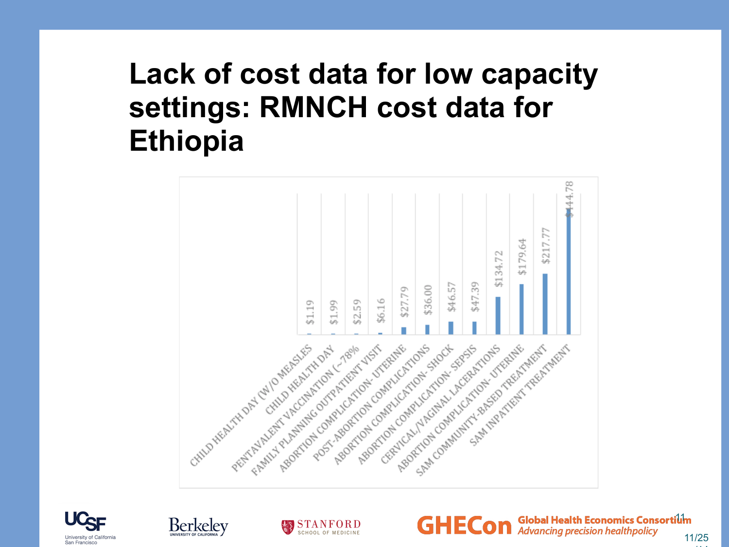# Lack of cost data for low capacity settings: RMNCH cost data for Ethiopia

| Intervention | Cost |
|---|---|
| CHILD HEALTH DAY (W/O MEASLES | $1.19 |
| CHILD HEALTH DAY | $1.99 |
| PENTAVALENT VACCINATION (~78% | $2.59 |
| FAMILY PLANNING OUTPATIENT VISIT | $6.16 |
| ABORTION COMPLICATION- UTERINE | $27.79 |
| POST-ABORTION COMPLICATIONS | $36.00 |
| ABORTION COMPLICATION- SHOCK | $46.57 |
| ABORTION COMPLICATION- SEPSIS | $47.39 |
| CERVICAL/VAGINAL LACERATIONS | $134.72 |
| ABORTION COMPLICATION- UTERINE | $179.64 |
| SAM COMMUNITY-BASED TREATMENT | $217.77 |
| SAM INPATIENT TREATMENT | $444.78 |

UCSF University of California San Francisco | Berkeley University of California | Stanford School of Medicine | GHECon Global Health Economics Consortium *Advancing precision healthpolicy*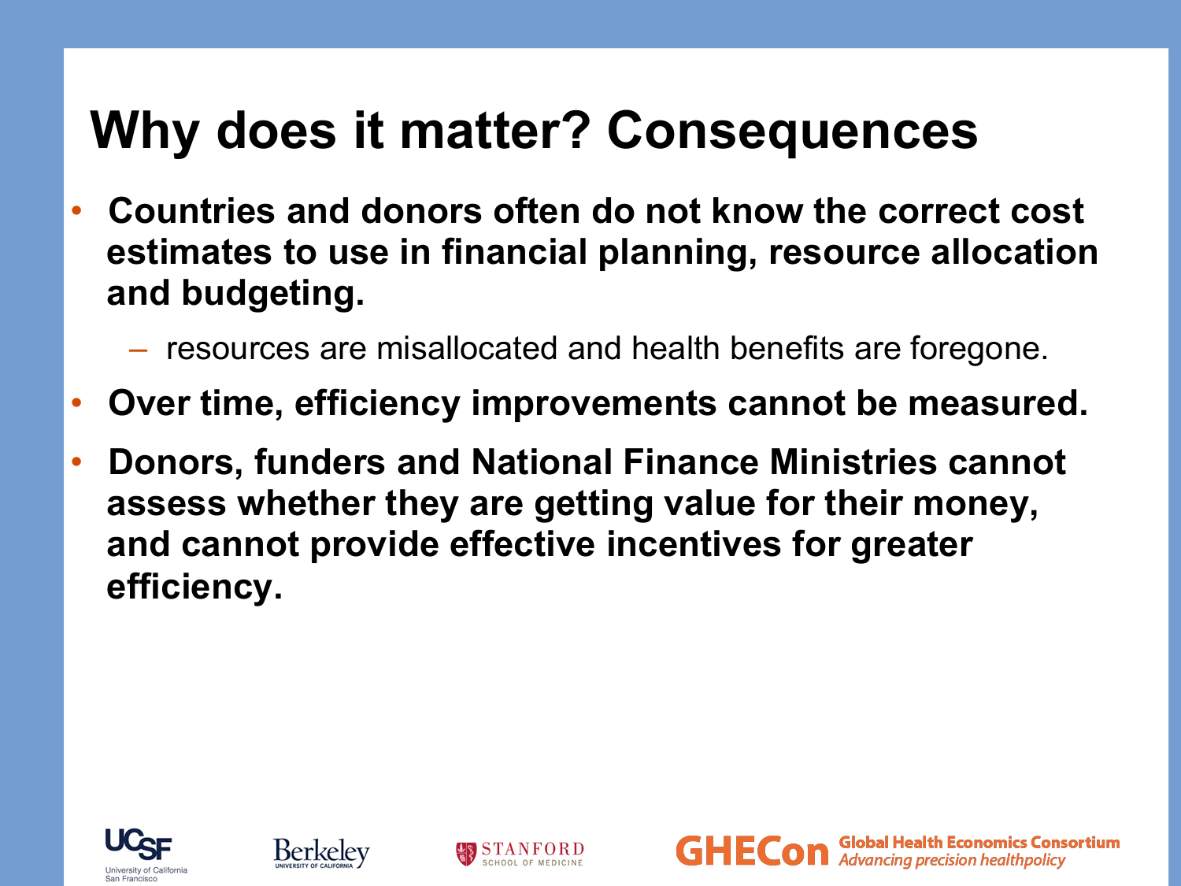# Why does it matter? Consequences

- **Countries and donors often do not know the correct cost estimates to use in financial planning, resource allocation and budgeting.**
  - resources are misallocated and health benefits are foregone.
- **Over time, efficiency improvements cannot be measured.**
- **Donors, funders and National Finance Ministries cannot assess whether they are getting value for their money, and cannot provide effective incentives for greater efficiency.**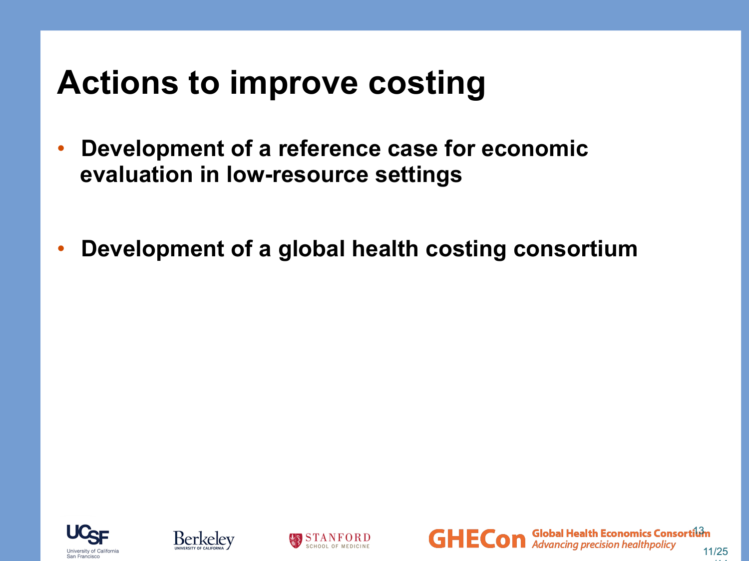# Actions to improve costing

- **Development of a reference case for economic evaluation in low-resource settings**
- **Development of a global health costing consortium**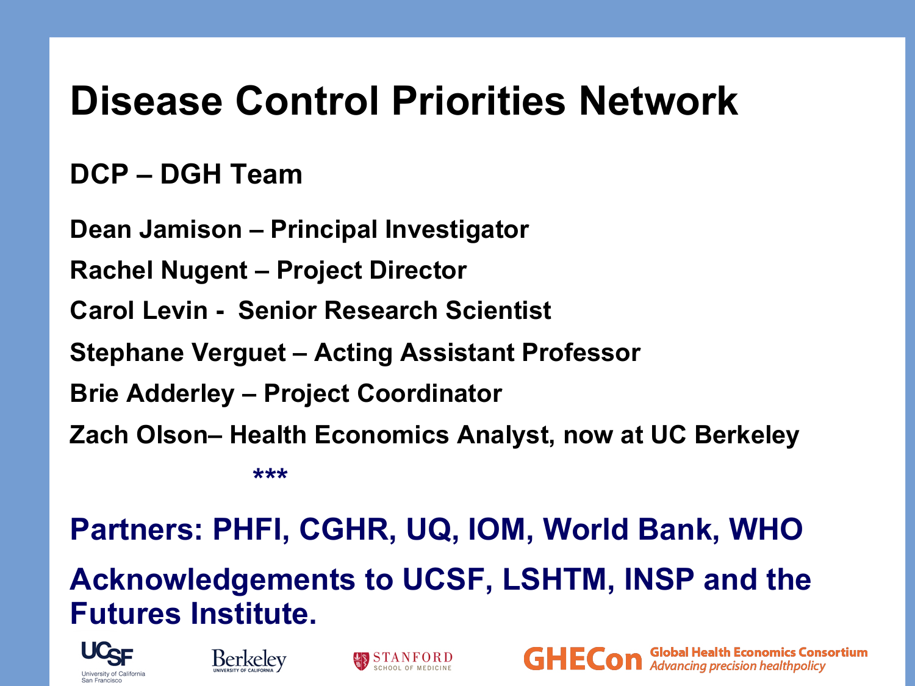# Disease Control Priorities Network

## DCP – DGH Team

**Dean Jamison – Principal Investigator**

**Rachel Nugent – Project Director**

**Carol Levin - Senior Research Scientist**

**Stephane Verguet – Acting Assistant Professor**

**Brie Adderley – Project Coordinator**

**Zach Olson– Health Economics Analyst, now at UC Berkeley**

***

**Partners: PHFI, CGHR, UQ, IOM, World Bank, WHO**

**Acknowledgements to UCSF, LSHTM, INSP and the Futures Institute.**

UCSF University of California San Francisco

Berkeley UNIVERSITY OF CALIFORNIA

STANFORD SCHOOL OF MEDICINE

GHECon Global Health Economics Consortium *Advancing precision healthpolicy*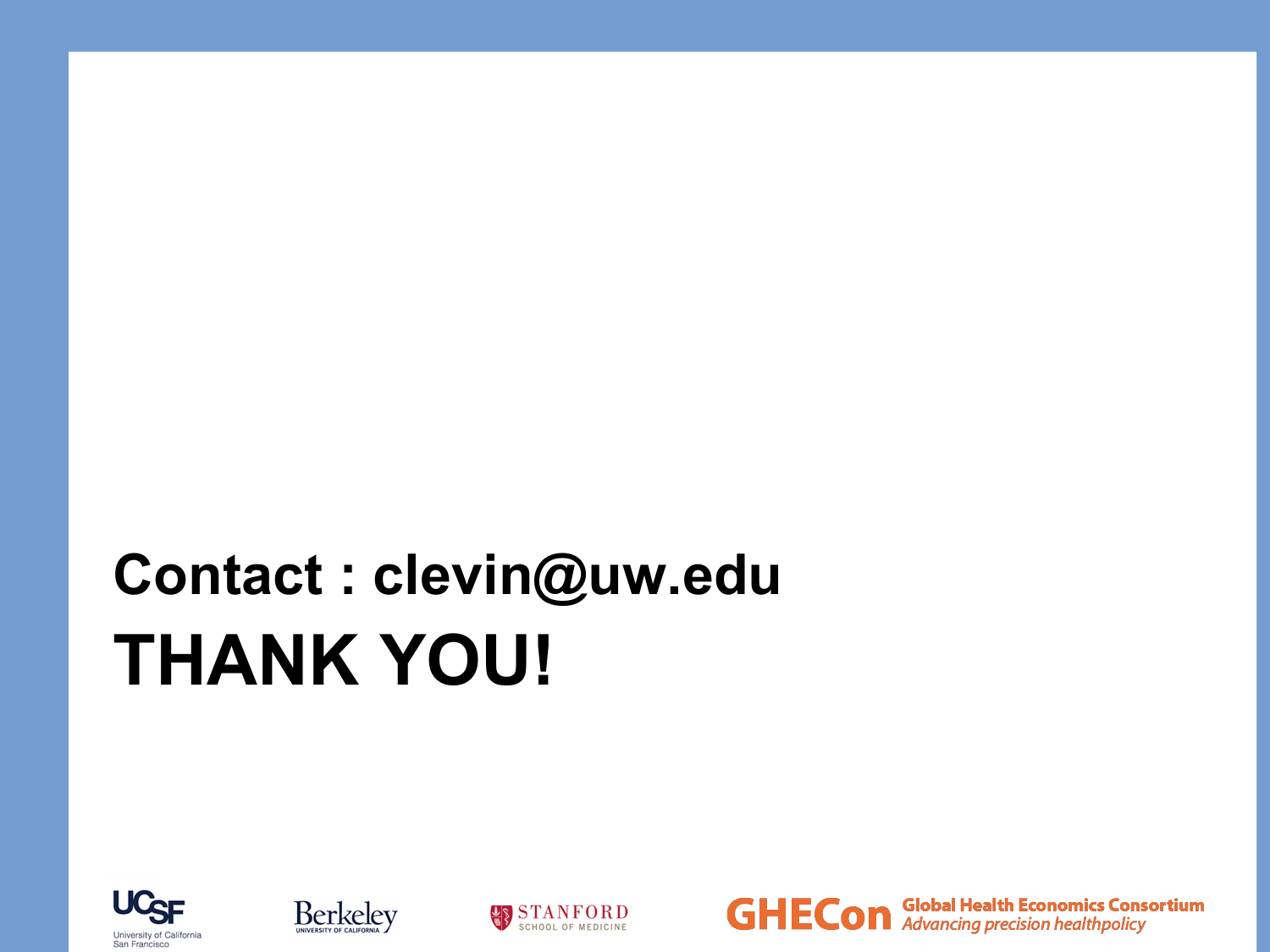**Contact : clevin@uw.edu**

# THANK YOU!

UCSF University of California San Francisco

Berkeley UNIVERSITY OF CALIFORNIA

STANFORD SCHOOL OF MEDICINE

GHECon Global Health Economics Consortium *Advancing precision healthpolicy*